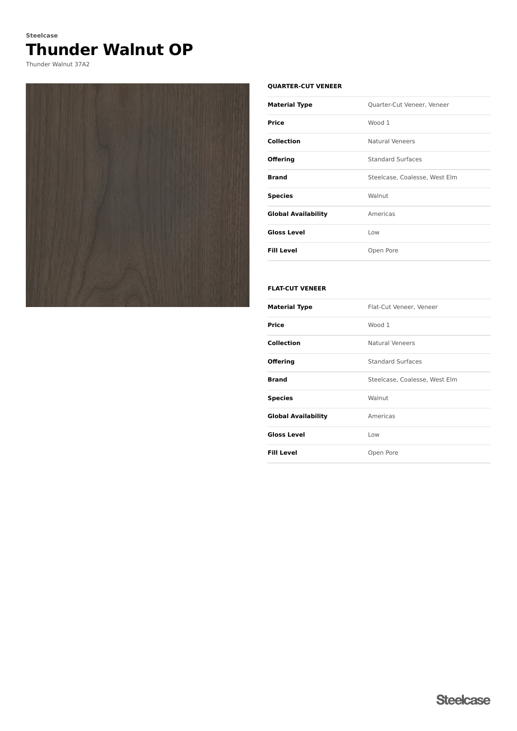Steelcase

# Thunder Walnut OP

Thunder Walnut 37A2

### QUARTER-CUT VENEER

| | |
|---|---|
| **Material Type** | Quarter-Cut Veneer, Veneer |
| **Price** | Wood 1 |
| **Collection** | Natural Veneers |
| **Offering** | Standard Surfaces |
| **Brand** | Steelcase, Coalesse, West Elm |
| **Species** | Walnut |
| **Global Availability** | Americas |
| **Gloss Level** | Low |
| **Fill Level** | Open Pore |

### FLAT-CUT VENEER

| | |
|---|---|
| **Material Type** | Flat-Cut Veneer, Veneer |
| **Price** | Wood 1 |
| **Collection** | Natural Veneers |
| **Offering** | Standard Surfaces |
| **Brand** | Steelcase, Coalesse, West Elm |
| **Species** | Walnut |
| **Global Availability** | Americas |
| **Gloss Level** | Low |
| **Fill Level** | Open Pore |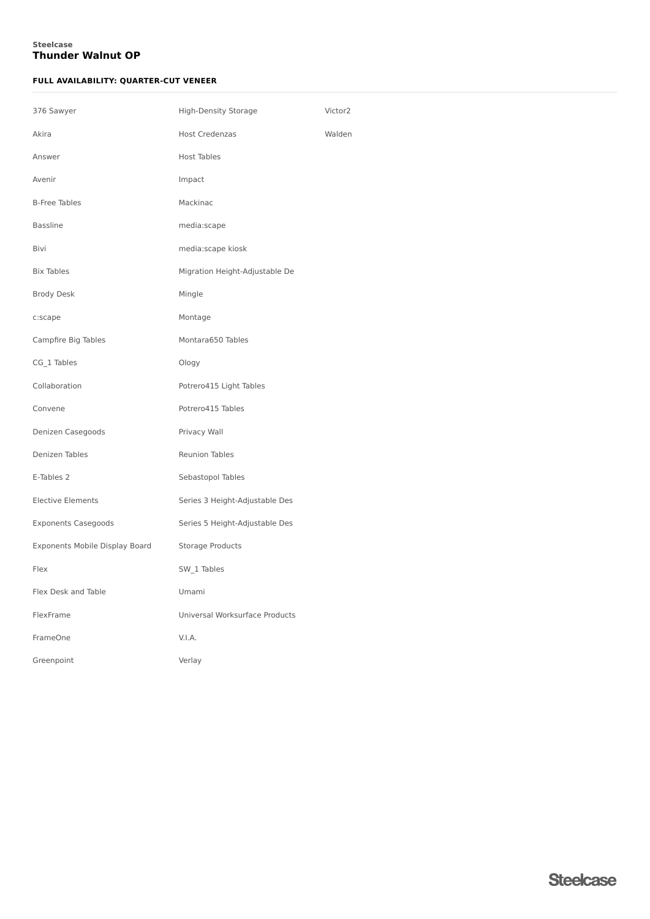**Steelcase**
## Thunder Walnut OP

#### FULL AVAILABILITY: QUARTER-CUT VENEER

- 376 Sawyer
- Akira
- Answer
- Avenir
- B-Free Tables
- Bassline
- Bivi
- Bix Tables
- Brody Desk
- c:scape
- Campfire Big Tables
- CG_1 Tables
- Collaboration
- Convene
- Denizen Casegoods
- Denizen Tables
- E-Tables 2
- Elective Elements
- Exponents Casegoods
- Exponents Mobile Display Board
- Flex
- Flex Desk and Table
- FlexFrame
- FrameOne
- Greenpoint
- High-Density Storage
- Host Credenzas
- Host Tables
- Impact
- Mackinac
- media:scape
- media:scape kiosk
- Migration Height-Adjustable De
- Mingle
- Montage
- Montara650 Tables
- Ology
- Potrero415 Light Tables
- Potrero415 Tables
- Privacy Wall
- Reunion Tables
- Sebastopol Tables
- Series 3 Height-Adjustable Des
- Series 5 Height-Adjustable Des
- Storage Products
- SW_1 Tables
- Umami
- Universal Worksurface Products
- V.I.A.
- Verlay
- Victor2
- Walden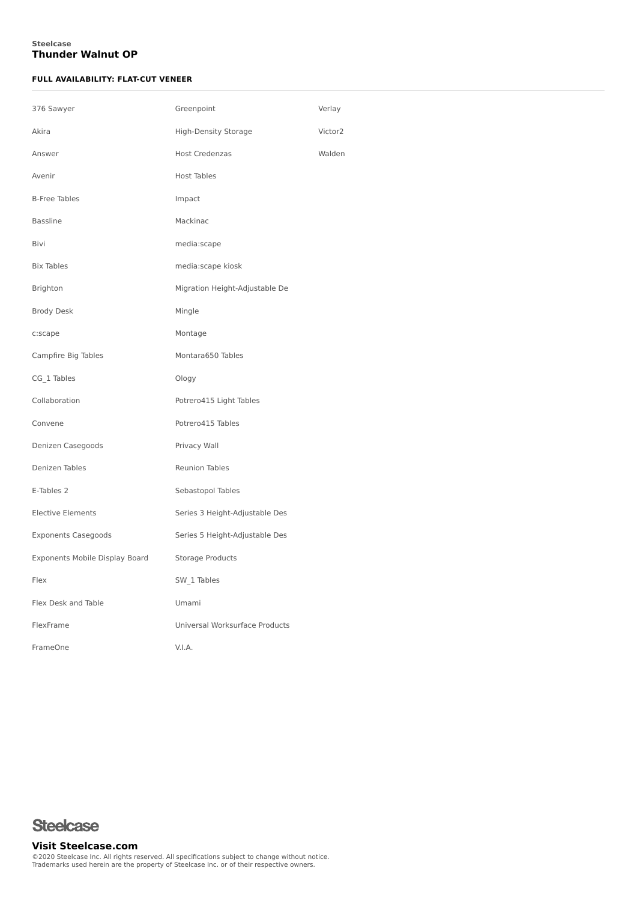Steelcase
## Thunder Walnut OP

**FULL AVAILABILITY: FLAT-CUT VENEER**

376 Sawyer
Akira
Answer
Avenir
B-Free Tables
Bassline
Bivi
Bix Tables
Brighton
Brody Desk
c:scape
Campfire Big Tables
CG_1 Tables
Collaboration
Convene
Denizen Casegoods
Denizen Tables
E-Tables 2
Elective Elements
Exponents Casegoods
Exponents Mobile Display Board
Flex
Flex Desk and Table
FlexFrame
FrameOne
Greenpoint
High-Density Storage
Host Credenzas
Host Tables
Impact
Mackinac
media:scape
media:scape kiosk
Migration Height-Adjustable De
Mingle
Montage
Montara650 Tables
Ology
Potrero415 Light Tables
Potrero415 Tables
Privacy Wall
Reunion Tables
Sebastopol Tables
Series 3 Height-Adjustable Des
Series 5 Height-Adjustable Des
Storage Products
SW_1 Tables
Umami
Universal Worksurface Products
V.I.A.
Verlay
Victor2
Walden

Steelcase

**Visit Steelcase.com**
©2020 Steelcase Inc. All rights reserved. All specifications subject to change without notice.
Trademarks used herein are the property of Steelcase Inc. or of their respective owners.